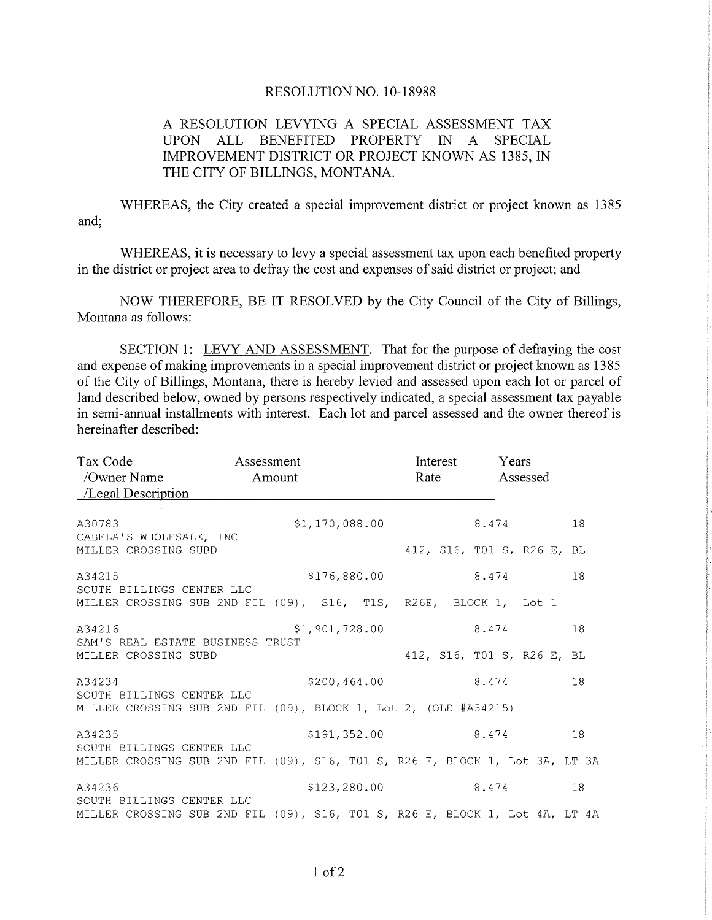RESOLUTION NO. 10-18988

A RESOLUTION LEVYING A SPECIAL ASSESSMENT TAX UPON ALL BENEFITED PROPERTY IN A SPECIAL IMPROVEMENT DISTRICT OR PROJECT KNOWN AS 1385, IN THE CITY OF BILLINGS, MONTANA.

WHEREAS, the City created a special improvement district or project known as 1385 and;

WHEREAS, it is necessary to levy a special assessment tax upon each benefited property in the district or project area to defray the cost and expenses of said district or project; and

NOW THEREFORE, BE IT RESOLVED by the City Council of the City of Billings, Montana as follows:

SECTION 1: LEVY AND ASSESSMENT. That for the purpose of defraying the cost and expense of making improvements in a special improvement district or project known as 1385 of the City of Billings, Montana, there is hereby levied and assessed upon each lot or parcel of land described below, owned by persons respectively indicated, a special assessment tax payable in semi-annual installments with interest. Each lot and parcel assessed and the owner thereof is hereinafter described:

| Tax Code /Owner Name /Legal Description | Assessment Amount | Interest Rate | Years Assessed |
|---|---|---|---|
| A30783<br>CABELA'S WHOLESALE, INC<br>MILLER CROSSING SUBD 412, S16, T01 S, R26 E, BL | $1,170,088.00 | 8.474 | 18 |
| A34215<br>SOUTH BILLINGS CENTER LLC<br>MILLER CROSSING SUB 2ND FIL (09), S16, T1S, R26E, BLOCK 1, Lot 1 | $176,880.00 | 8.474 | 18 |
| A34216<br>SAM'S REAL ESTATE BUSINESS TRUST<br>MILLER CROSSING SUBD 412, S16, T01 S, R26 E, BL | $1,901,728.00 | 8.474 | 18 |
| A34234<br>SOUTH BILLINGS CENTER LLC<br>MILLER CROSSING SUB 2ND FIL (09), BLOCK 1, Lot 2, (OLD #A34215) | $200,464.00 | 8.474 | 18 |
| A34235<br>SOUTH BILLINGS CENTER LLC<br>MILLER CROSSING SUB 2ND FIL (09), S16, T01 S, R26 E, BLOCK 1, Lot 3A, LT 3A | $191,352.00 | 8.474 | 18 |
| A34236<br>SOUTH BILLINGS CENTER LLC<br>MILLER CROSSING SUB 2ND FIL (09), S16, T01 S, R26 E, BLOCK 1, Lot 4A, LT 4A | $123,280.00 | 8.474 | 18 |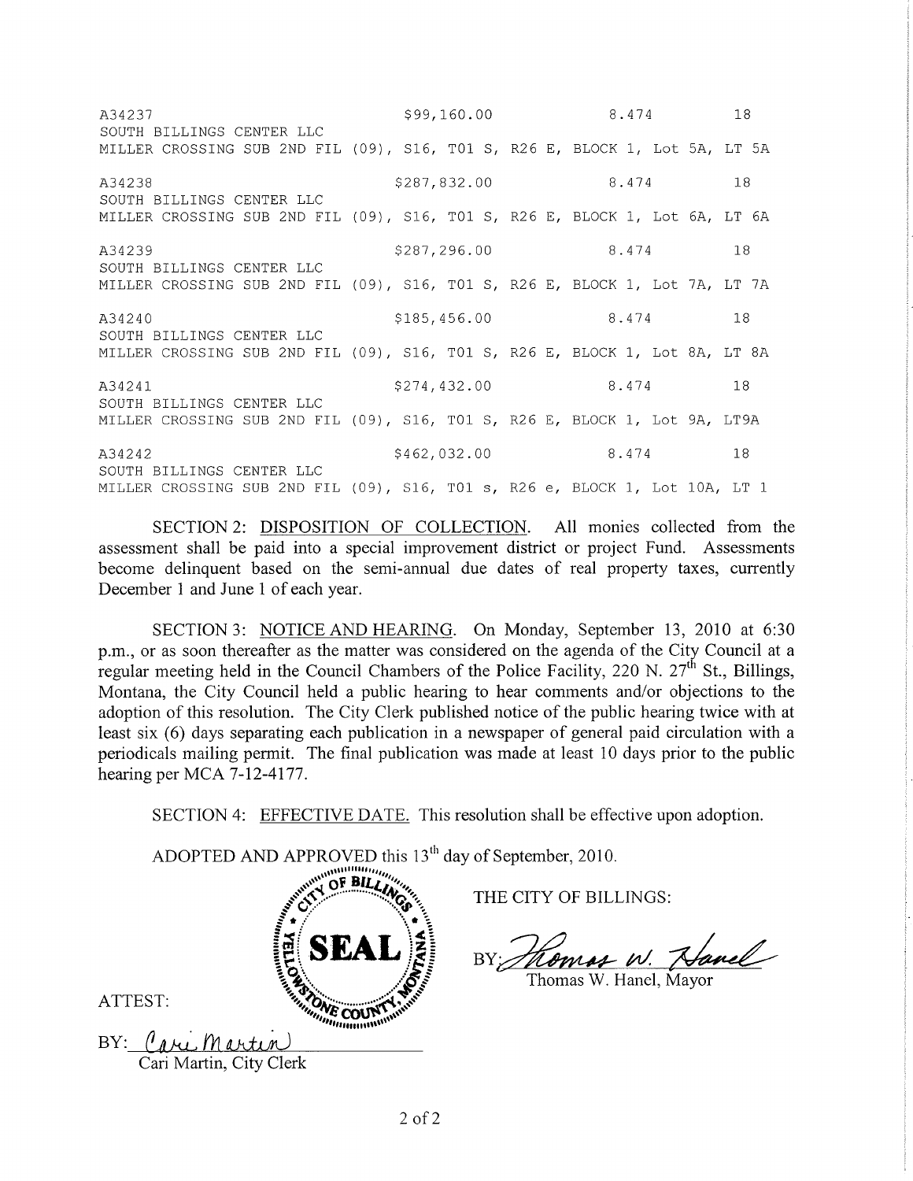```
A34237                          $99,160.00              8.474         18
SOUTH BILLINGS CENTER LLC
MILLER CROSSING SUB 2ND FIL (09), S16, T01 S, R26 E, BLOCK 1, Lot 5A, LT 5A

A34238                          $287,832.00             8.474         18
SOUTH BILLINGS CENTER LLC
MILLER CROSSING SUB 2ND FIL (09), S16, T01 S, R26 E, BLOCK 1, Lot 6A, LT 6A

A34239                          $287,296.00             8.474         18
SOUTH BILLINGS CENTER LLC
MILLER CROSSING SUB 2ND FIL (09), S16, T01 S, R26 E, BLOCK 1, Lot 7A, LT 7A

A34240                          $185,456.00             8.474         18
SOUTH BILLINGS CENTER LLC
MILLER CROSSING SUB 2ND FIL (09), S16, T01 S, R26 E, BLOCK 1, Lot 8A, LT 8A

A34241                          $274,432.00             8.474         18
SOUTH BILLINGS CENTER LLC
MILLER CROSSING SUB 2ND FIL (09), S16, T01 S, R26 E, BLOCK 1, Lot 9A, LT9A

A34242                          $462,032.00             8.474         18
SOUTH BILLINGS CENTER LLC
MILLER CROSSING SUB 2ND FIL (09), S16, T01 s, R26 e, BLOCK 1, Lot 10A, LT 1
```

SECTION 2: DISPOSITION OF COLLECTION. All monies collected from the assessment shall be paid into a special improvement district or project Fund. Assessments become delinquent based on the semi-annual due dates of real property taxes, currently December 1 and June 1 of each year.

SECTION 3: NOTICE AND HEARING. On Monday, September 13, 2010 at 6:30 p.m., or as soon thereafter as the matter was considered on the agenda of the City Council at a regular meeting held in the Council Chambers of the Police Facility, 220 N. 27th St., Billings, Montana, the City Council held a public hearing to hear comments and/or objections to the adoption of this resolution. The City Clerk published notice of the public hearing twice with at least six (6) days separating each publication in a newspaper of general paid circulation with a periodicals mailing permit. The final publication was made at least 10 days prior to the public hearing per MCA 7-12-4177.

SECTION 4: EFFECTIVE DATE. This resolution shall be effective upon adoption.

ADOPTED AND APPROVED this 13th day of September, 2010.

CITY OF BILLINGS SEAL YELLOWSTONE COUNTY, MONTANA

THE CITY OF BILLINGS:

BY: Thomas W. Hanel
Thomas W. Hanel, Mayor

ATTEST:

BY: Cari Martin
Cari Martin, City Clerk